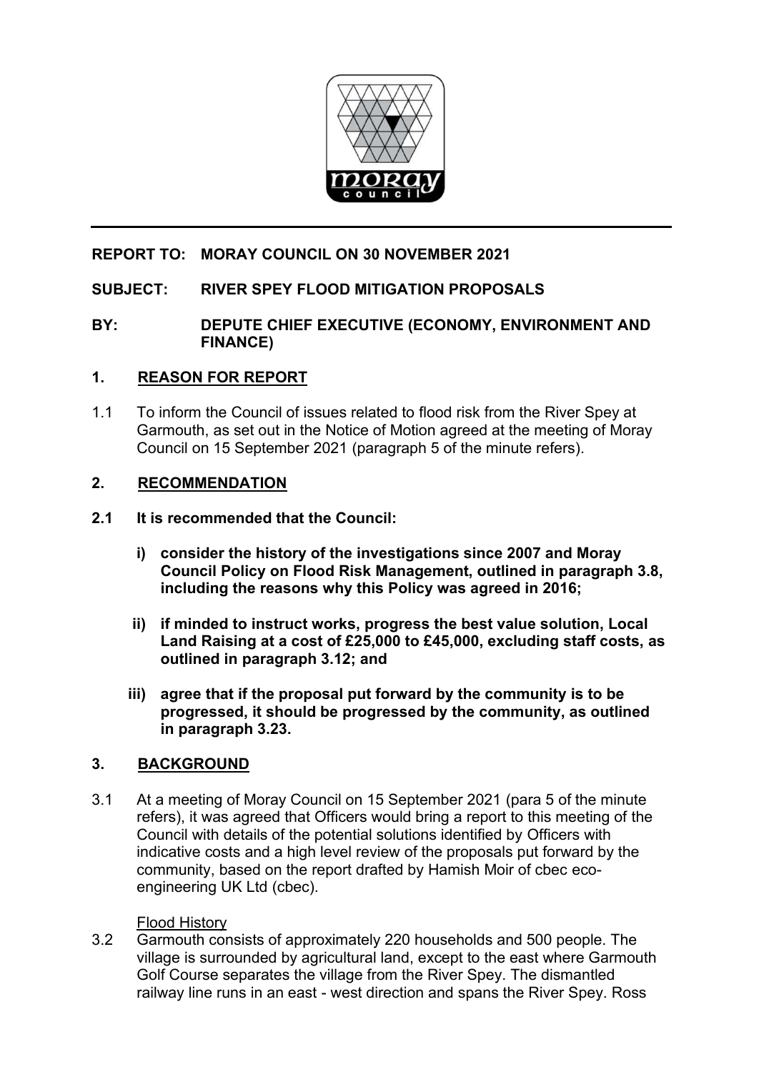**REPORT TO: MORAY COUNCIL ON 30 NOVEMBER 2021**

**SUBJECT: RIVER SPEY FLOOD MITIGATION PROPOSALS**

**BY: DEPUTE CHIEF EXECUTIVE (ECONOMY, ENVIRONMENT AND FINANCE)**

## 1. REASON FOR REPORT

1.1 To inform the Council of issues related to flood risk from the River Spey at Garmouth, as set out in the Notice of Motion agreed at the meeting of Moray Council on 15 September 2021 (paragraph 5 of the minute refers).

## 2. RECOMMENDATION

**2.1 It is recommended that the Council:**

**i) consider the history of the investigations since 2007 and Moray Council Policy on Flood Risk Management, outlined in paragraph 3.8, including the reasons why this Policy was agreed in 2016;**

**ii) if minded to instruct works, progress the best value solution, Local Land Raising at a cost of £25,000 to £45,000, excluding staff costs, as outlined in paragraph 3.12; and**

**iii) agree that if the proposal put forward by the community is to be progressed, it should be progressed by the community, as outlined in paragraph 3.23.**

## 3. BACKGROUND

3.1 At a meeting of Moray Council on 15 September 2021 (para 5 of the minute refers), it was agreed that Officers would bring a report to this meeting of the Council with details of the potential solutions identified by Officers with indicative costs and a high level review of the proposals put forward by the community, based on the report drafted by Hamish Moir of cbec eco-engineering UK Ltd (cbec).

Flood History

3.2 Garmouth consists of approximately 220 households and 500 people. The village is surrounded by agricultural land, except to the east where Garmouth Golf Course separates the village from the River Spey. The dismantled railway line runs in an east - west direction and spans the River Spey. Ross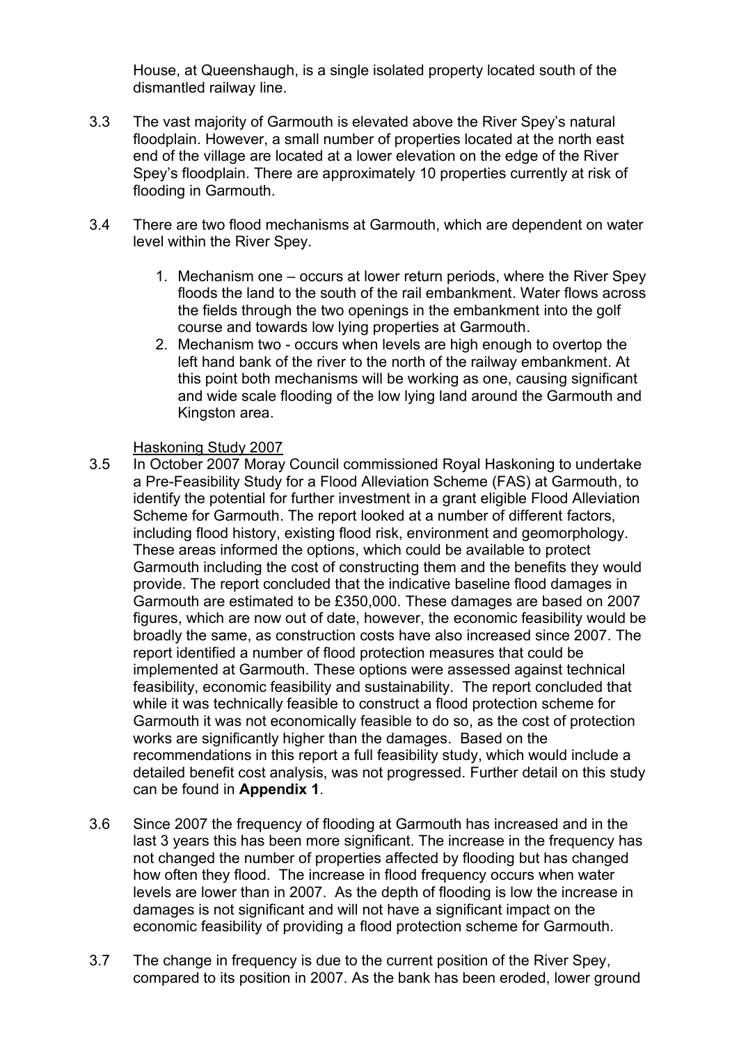House, at Queenshaugh, is a single isolated property located south of the dismantled railway line.

3.3 The vast majority of Garmouth is elevated above the River Spey's natural floodplain. However, a small number of properties located at the north east end of the village are located at a lower elevation on the edge of the River Spey's floodplain. There are approximately 10 properties currently at risk of flooding in Garmouth.

3.4 There are two flood mechanisms at Garmouth, which are dependent on water level within the River Spey.

1. Mechanism one – occurs at lower return periods, where the River Spey floods the land to the south of the rail embankment. Water flows across the fields through the two openings in the embankment into the golf course and towards low lying properties at Garmouth.
2. Mechanism two - occurs when levels are high enough to overtop the left hand bank of the river to the north of the railway embankment. At this point both mechanisms will be working as one, causing significant and wide scale flooding of the low lying land around the Garmouth and Kingston area.

Haskoning Study 2007

3.5 In October 2007 Moray Council commissioned Royal Haskoning to undertake a Pre-Feasibility Study for a Flood Alleviation Scheme (FAS) at Garmouth, to identify the potential for further investment in a grant eligible Flood Alleviation Scheme for Garmouth. The report looked at a number of different factors, including flood history, existing flood risk, environment and geomorphology. These areas informed the options, which could be available to protect Garmouth including the cost of constructing them and the benefits they would provide. The report concluded that the indicative baseline flood damages in Garmouth are estimated to be £350,000. These damages are based on 2007 figures, which are now out of date, however, the economic feasibility would be broadly the same, as construction costs have also increased since 2007. The report identified a number of flood protection measures that could be implemented at Garmouth. These options were assessed against technical feasibility, economic feasibility and sustainability. The report concluded that while it was technically feasible to construct a flood protection scheme for Garmouth it was not economically feasible to do so, as the cost of protection works are significantly higher than the damages. Based on the recommendations in this report a full feasibility study, which would include a detailed benefit cost analysis, was not progressed. Further detail on this study can be found in **Appendix 1**.

3.6 Since 2007 the frequency of flooding at Garmouth has increased and in the last 3 years this has been more significant. The increase in the frequency has not changed the number of properties affected by flooding but has changed how often they flood. The increase in flood frequency occurs when water levels are lower than in 2007. As the depth of flooding is low the increase in damages is not significant and will not have a significant impact on the economic feasibility of providing a flood protection scheme for Garmouth.

3.7 The change in frequency is due to the current position of the River Spey, compared to its position in 2007. As the bank has been eroded, lower ground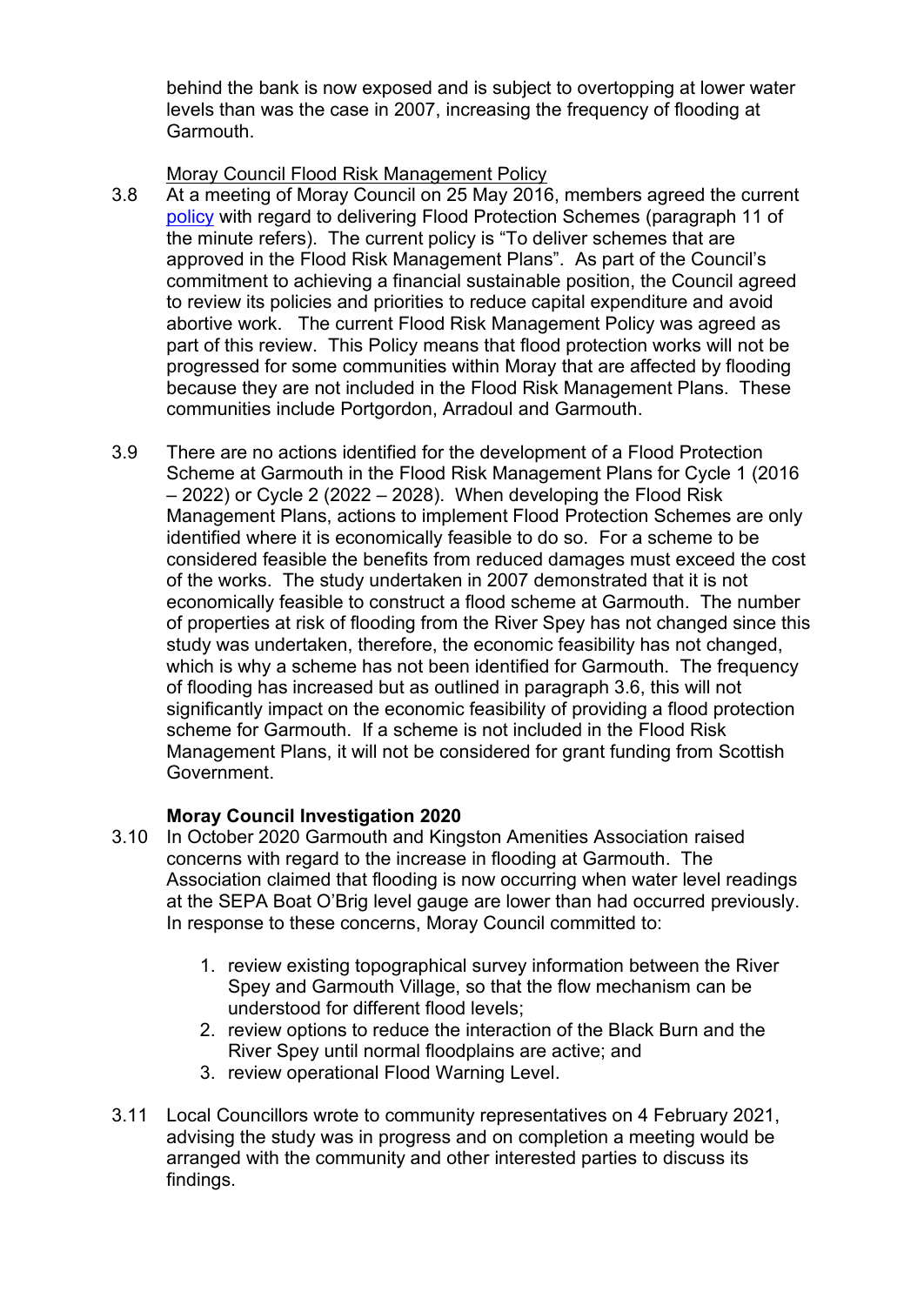behind the bank is now exposed and is subject to overtopping at lower water levels than was the case in 2007, increasing the frequency of flooding at Garmouth.

Moray Council Flood Risk Management Policy

3.8 At a meeting of Moray Council on 25 May 2016, members agreed the current policy with regard to delivering Flood Protection Schemes (paragraph 11 of the minute refers). The current policy is "To deliver schemes that are approved in the Flood Risk Management Plans". As part of the Council's commitment to achieving a financial sustainable position, the Council agreed to review its policies and priorities to reduce capital expenditure and avoid abortive work. The current Flood Risk Management Policy was agreed as part of this review. This Policy means that flood protection works will not be progressed for some communities within Moray that are affected by flooding because they are not included in the Flood Risk Management Plans. These communities include Portgordon, Arradoul and Garmouth.

3.9 There are no actions identified for the development of a Flood Protection Scheme at Garmouth in the Flood Risk Management Plans for Cycle 1 (2016 – 2022) or Cycle 2 (2022 – 2028). When developing the Flood Risk Management Plans, actions to implement Flood Protection Schemes are only identified where it is economically feasible to do so. For a scheme to be considered feasible the benefits from reduced damages must exceed the cost of the works. The study undertaken in 2007 demonstrated that it is not economically feasible to construct a flood scheme at Garmouth. The number of properties at risk of flooding from the River Spey has not changed since this study was undertaken, therefore, the economic feasibility has not changed, which is why a scheme has not been identified for Garmouth. The frequency of flooding has increased but as outlined in paragraph 3.6, this will not significantly impact on the economic feasibility of providing a flood protection scheme for Garmouth. If a scheme is not included in the Flood Risk Management Plans, it will not be considered for grant funding from Scottish Government.

**Moray Council Investigation 2020**

3.10 In October 2020 Garmouth and Kingston Amenities Association raised concerns with regard to the increase in flooding at Garmouth. The Association claimed that flooding is now occurring when water level readings at the SEPA Boat O'Brig level gauge are lower than had occurred previously. In response to these concerns, Moray Council committed to:

1. review existing topographical survey information between the River Spey and Garmouth Village, so that the flow mechanism can be understood for different flood levels;
2. review options to reduce the interaction of the Black Burn and the River Spey until normal floodplains are active; and
3. review operational Flood Warning Level.

3.11 Local Councillors wrote to community representatives on 4 February 2021, advising the study was in progress and on completion a meeting would be arranged with the community and other interested parties to discuss its findings.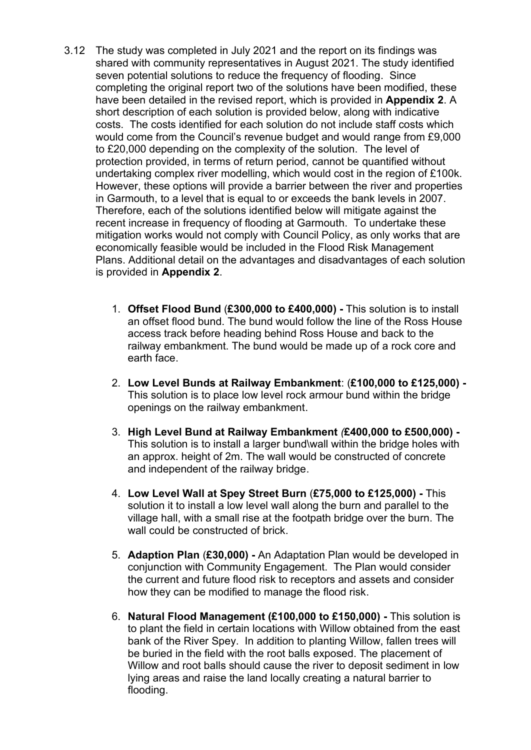3.12 The study was completed in July 2021 and the report on its findings was shared with community representatives in August 2021. The study identified seven potential solutions to reduce the frequency of flooding. Since completing the original report two of the solutions have been modified, these have been detailed in the revised report, which is provided in **Appendix 2**. A short description of each solution is provided below, along with indicative costs. The costs identified for each solution do not include staff costs which would come from the Council's revenue budget and would range from £9,000 to £20,000 depending on the complexity of the solution. The level of protection provided, in terms of return period, cannot be quantified without undertaking complex river modelling, which would cost in the region of £100k. However, these options will provide a barrier between the river and properties in Garmouth, to a level that is equal to or exceeds the bank levels in 2007. Therefore, each of the solutions identified below will mitigate against the recent increase in frequency of flooding at Garmouth. To undertake these mitigation works would not comply with Council Policy, as only works that are economically feasible would be included in the Flood Risk Management Plans. Additional detail on the advantages and disadvantages of each solution is provided in **Appendix 2**.

1. **Offset Flood Bund** (**£300,000 to £400,000**) **-** This solution is to install an offset flood bund. The bund would follow the line of the Ross House access track before heading behind Ross House and back to the railway embankment. The bund would be made up of a rock core and earth face.

2. **Low Level Bunds at Railway Embankment**: (**£100,000 to £125,000**) **-** This solution is to place low level rock armour bund within the bridge openings on the railway embankment.

3. **High Level Bund at Railway Embankment** *(***£400,000 to £500,000**) **-** This solution is to install a larger bund\wall within the bridge holes with an approx. height of 2m. The wall would be constructed of concrete and independent of the railway bridge.

4. **Low Level Wall at Spey Street Burn** (**£75,000 to £125,000**) **-** This solution it to install a low level wall along the burn and parallel to the village hall, with a small rise at the footpath bridge over the burn. The wall could be constructed of brick.

5. **Adaption Plan** (**£30,000**) **-** An Adaptation Plan would be developed in conjunction with Community Engagement. The Plan would consider the current and future flood risk to receptors and assets and consider how they can be modified to manage the flood risk.

6. **Natural Flood Management (£100,000 to £150,000) -** This solution is to plant the field in certain locations with Willow obtained from the east bank of the River Spey. In addition to planting Willow, fallen trees will be buried in the field with the root balls exposed. The placement of Willow and root balls should cause the river to deposit sediment in low lying areas and raise the land locally creating a natural barrier to flooding.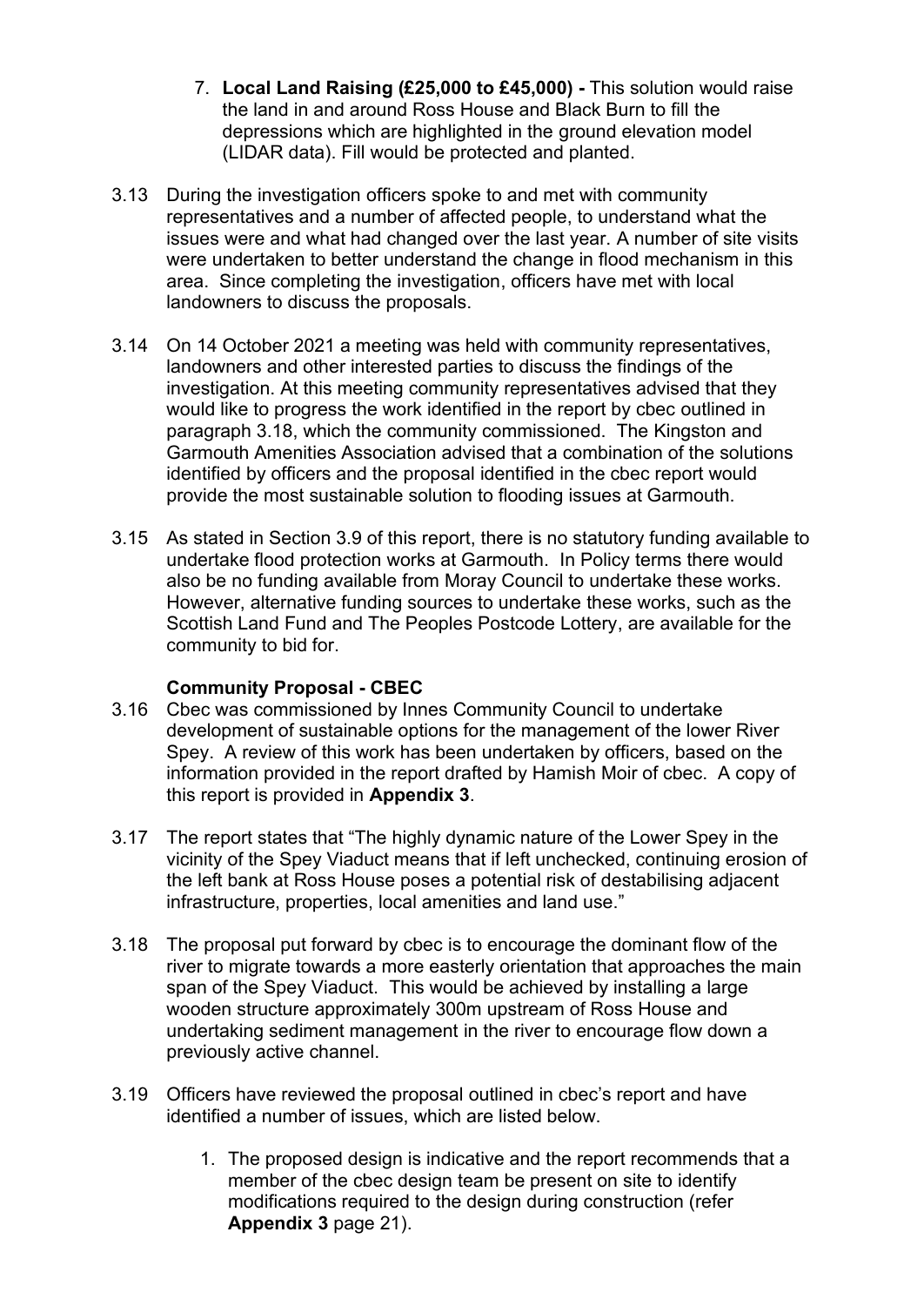7. **Local Land Raising (£25,000 to £45,000) -** This solution would raise the land in and around Ross House and Black Burn to fill the depressions which are highlighted in the ground elevation model (LIDAR data). Fill would be protected and planted.

3.13 During the investigation officers spoke to and met with community representatives and a number of affected people, to understand what the issues were and what had changed over the last year. A number of site visits were undertaken to better understand the change in flood mechanism in this area. Since completing the investigation, officers have met with local landowners to discuss the proposals.

3.14 On 14 October 2021 a meeting was held with community representatives, landowners and other interested parties to discuss the findings of the investigation. At this meeting community representatives advised that they would like to progress the work identified in the report by cbec outlined in paragraph 3.18, which the community commissioned. The Kingston and Garmouth Amenities Association advised that a combination of the solutions identified by officers and the proposal identified in the cbec report would provide the most sustainable solution to flooding issues at Garmouth.

3.15 As stated in Section 3.9 of this report, there is no statutory funding available to undertake flood protection works at Garmouth. In Policy terms there would also be no funding available from Moray Council to undertake these works. However, alternative funding sources to undertake these works, such as the Scottish Land Fund and The Peoples Postcode Lottery, are available for the community to bid for.

**Community Proposal - CBEC**

3.16 Cbec was commissioned by Innes Community Council to undertake development of sustainable options for the management of the lower River Spey. A review of this work has been undertaken by officers, based on the information provided in the report drafted by Hamish Moir of cbec. A copy of this report is provided in **Appendix 3**.

3.17 The report states that "The highly dynamic nature of the Lower Spey in the vicinity of the Spey Viaduct means that if left unchecked, continuing erosion of the left bank at Ross House poses a potential risk of destabilising adjacent infrastructure, properties, local amenities and land use."

3.18 The proposal put forward by cbec is to encourage the dominant flow of the river to migrate towards a more easterly orientation that approaches the main span of the Spey Viaduct. This would be achieved by installing a large wooden structure approximately 300m upstream of Ross House and undertaking sediment management in the river to encourage flow down a previously active channel.

3.19 Officers have reviewed the proposal outlined in cbec's report and have identified a number of issues, which are listed below.

1. The proposed design is indicative and the report recommends that a member of the cbec design team be present on site to identify modifications required to the design during construction (refer **Appendix 3** page 21).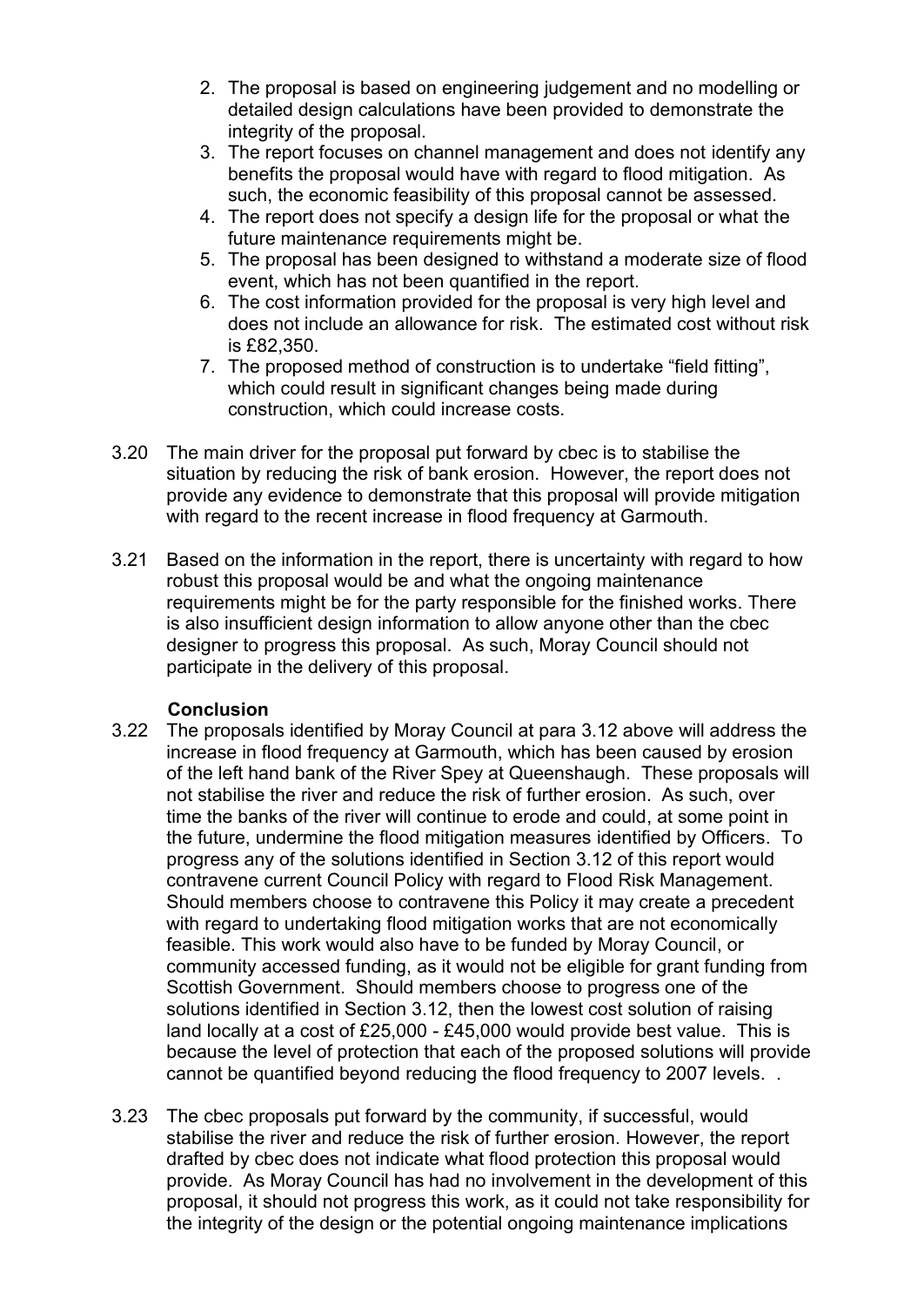2. The proposal is based on engineering judgement and no modelling or detailed design calculations have been provided to demonstrate the integrity of the proposal.
3. The report focuses on channel management and does not identify any benefits the proposal would have with regard to flood mitigation. As such, the economic feasibility of this proposal cannot be assessed.
4. The report does not specify a design life for the proposal or what the future maintenance requirements might be.
5. The proposal has been designed to withstand a moderate size of flood event, which has not been quantified in the report.
6. The cost information provided for the proposal is very high level and does not include an allowance for risk. The estimated cost without risk is £82,350.
7. The proposed method of construction is to undertake "field fitting", which could result in significant changes being made during construction, which could increase costs.

3.20 The main driver for the proposal put forward by cbec is to stabilise the situation by reducing the risk of bank erosion. However, the report does not provide any evidence to demonstrate that this proposal will provide mitigation with regard to the recent increase in flood frequency at Garmouth.

3.21 Based on the information in the report, there is uncertainty with regard to how robust this proposal would be and what the ongoing maintenance requirements might be for the party responsible for the finished works. There is also insufficient design information to allow anyone other than the cbec designer to progress this proposal. As such, Moray Council should not participate in the delivery of this proposal.

**Conclusion**

3.22 The proposals identified by Moray Council at para 3.12 above will address the increase in flood frequency at Garmouth, which has been caused by erosion of the left hand bank of the River Spey at Queenshaugh. These proposals will not stabilise the river and reduce the risk of further erosion. As such, over time the banks of the river will continue to erode and could, at some point in the future, undermine the flood mitigation measures identified by Officers. To progress any of the solutions identified in Section 3.12 of this report would contravene current Council Policy with regard to Flood Risk Management. Should members choose to contravene this Policy it may create a precedent with regard to undertaking flood mitigation works that are not economically feasible. This work would also have to be funded by Moray Council, or community accessed funding, as it would not be eligible for grant funding from Scottish Government. Should members choose to progress one of the solutions identified in Section 3.12, then the lowest cost solution of raising land locally at a cost of £25,000 - £45,000 would provide best value. This is because the level of protection that each of the proposed solutions will provide cannot be quantified beyond reducing the flood frequency to 2007 levels. .

3.23 The cbec proposals put forward by the community, if successful, would stabilise the river and reduce the risk of further erosion. However, the report drafted by cbec does not indicate what flood protection this proposal would provide. As Moray Council has had no involvement in the development of this proposal, it should not progress this work, as it could not take responsibility for the integrity of the design or the potential ongoing maintenance implications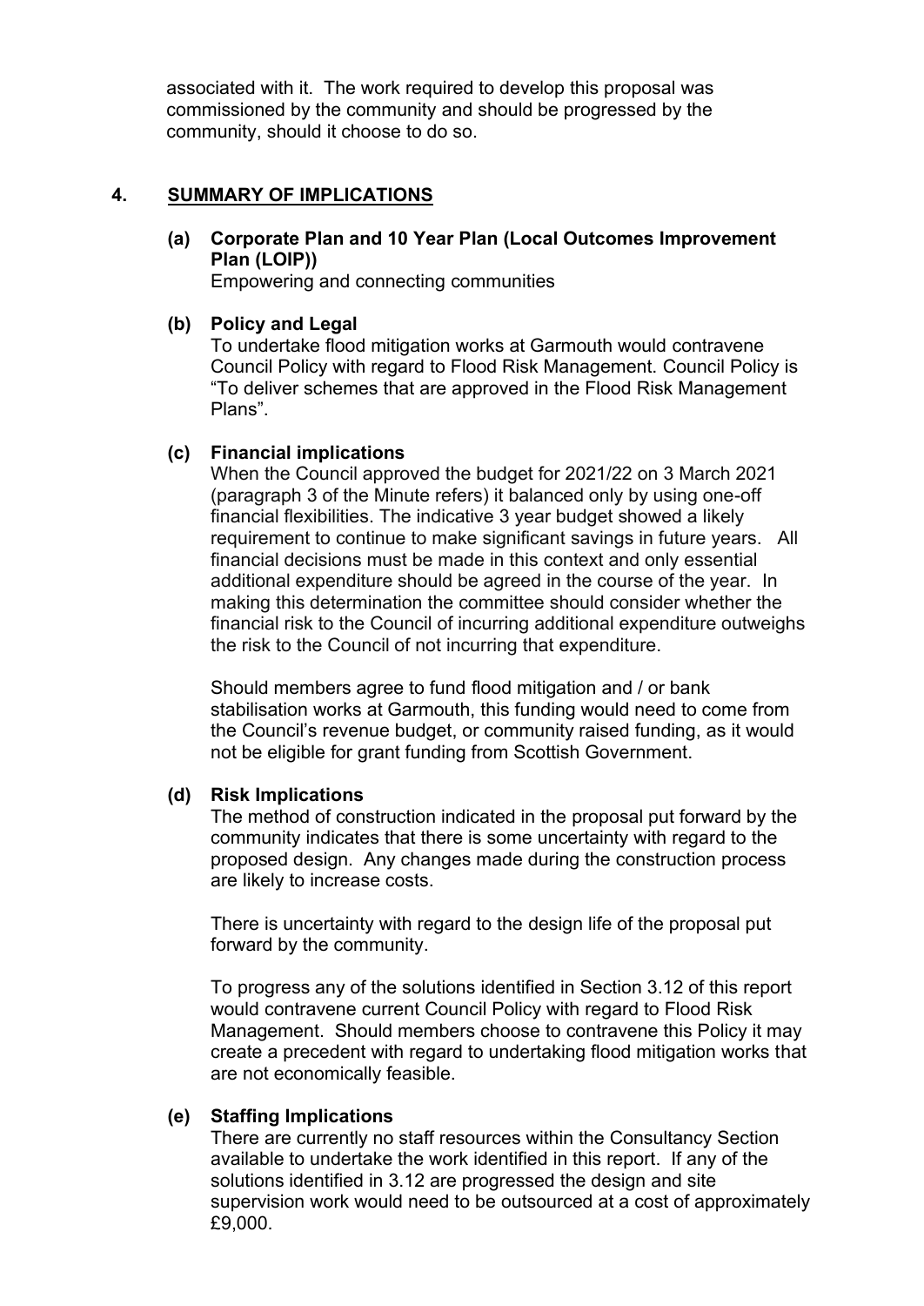associated with it. The work required to develop this proposal was commissioned by the community and should be progressed by the community, should it choose to do so.

## 4. SUMMARY OF IMPLICATIONS

**(a) Corporate Plan and 10 Year Plan (Local Outcomes Improvement Plan (LOIP))**

Empowering and connecting communities

**(b) Policy and Legal**

To undertake flood mitigation works at Garmouth would contravene Council Policy with regard to Flood Risk Management. Council Policy is "To deliver schemes that are approved in the Flood Risk Management Plans".

**(c) Financial implications**

When the Council approved the budget for 2021/22 on 3 March 2021 (paragraph 3 of the Minute refers) it balanced only by using one-off financial flexibilities. The indicative 3 year budget showed a likely requirement to continue to make significant savings in future years. All financial decisions must be made in this context and only essential additional expenditure should be agreed in the course of the year. In making this determination the committee should consider whether the financial risk to the Council of incurring additional expenditure outweighs the risk to the Council of not incurring that expenditure.

Should members agree to fund flood mitigation and / or bank stabilisation works at Garmouth, this funding would need to come from the Council's revenue budget, or community raised funding, as it would not be eligible for grant funding from Scottish Government.

**(d) Risk Implications**

The method of construction indicated in the proposal put forward by the community indicates that there is some uncertainty with regard to the proposed design. Any changes made during the construction process are likely to increase costs.

There is uncertainty with regard to the design life of the proposal put forward by the community.

To progress any of the solutions identified in Section 3.12 of this report would contravene current Council Policy with regard to Flood Risk Management. Should members choose to contravene this Policy it may create a precedent with regard to undertaking flood mitigation works that are not economically feasible.

**(e) Staffing Implications**

There are currently no staff resources within the Consultancy Section available to undertake the work identified in this report. If any of the solutions identified in 3.12 are progressed the design and site supervision work would need to be outsourced at a cost of approximately £9,000.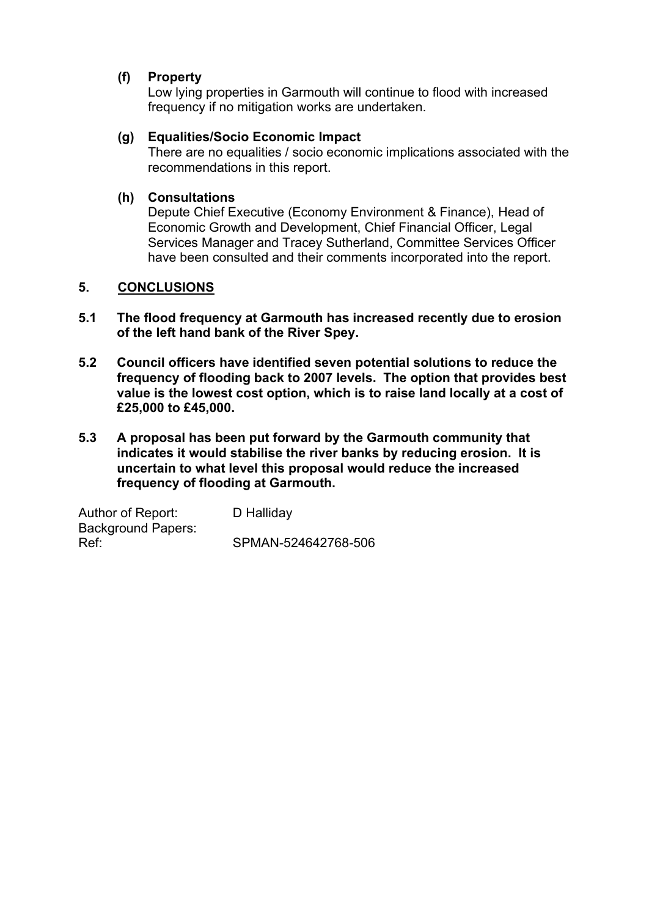**(f) Property**

Low lying properties in Garmouth will continue to flood with increased frequency if no mitigation works are undertaken.

**(g) Equalities/Socio Economic Impact**

There are no equalities / socio economic implications associated with the recommendations in this report.

**(h) Consultations**

Depute Chief Executive (Economy Environment & Finance), Head of Economic Growth and Development, Chief Financial Officer, Legal Services Manager and Tracey Sutherland, Committee Services Officer have been consulted and their comments incorporated into the report.

## 5. CONCLUSIONS

**5.1 The flood frequency at Garmouth has increased recently due to erosion of the left hand bank of the River Spey.**

**5.2 Council officers have identified seven potential solutions to reduce the frequency of flooding back to 2007 levels. The option that provides best value is the lowest cost option, which is to raise land locally at a cost of £25,000 to £45,000.**

**5.3 A proposal has been put forward by the Garmouth community that indicates it would stabilise the river banks by reducing erosion. It is uncertain to what level this proposal would reduce the increased frequency of flooding at Garmouth.**

Author of Report: D Halliday
Background Papers:
Ref: SPMAN-524642768-506